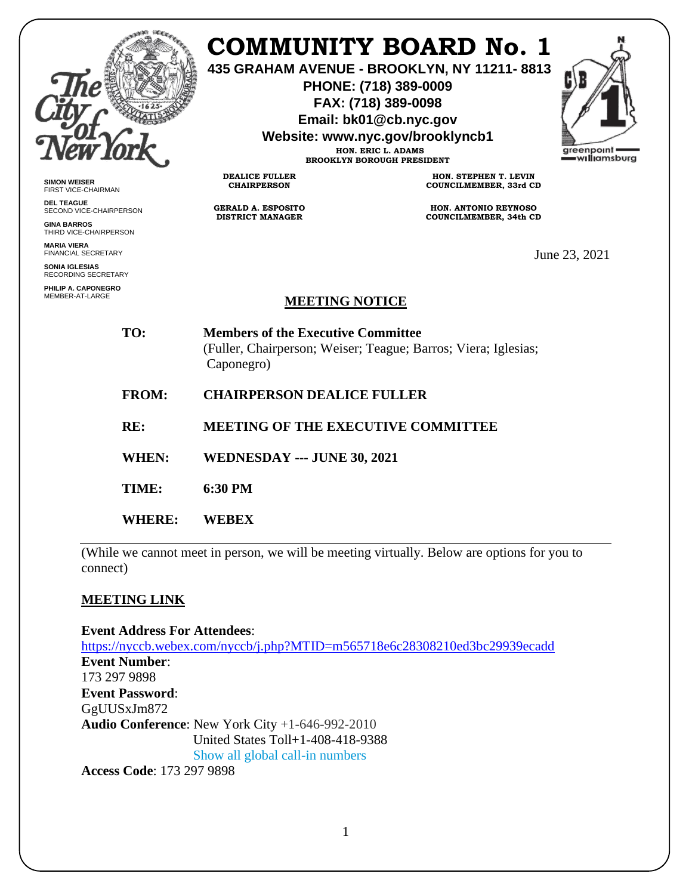# COMMUNITY BOARD No. 1

**435 GRAHAM AVENUE - BROOKLYN, NY 11211- 8813**
**PHONE: (718) 389-0009**
**FAX: (718) 389-0098**
**Email: bk01@cb.nyc.gov**
**Website: www.nyc.gov/brooklyncb1**

**HON. ERIC L. ADAMS**
**BROOKLYN BOROUGH PRESIDENT**

**SIMON WEISER**
FIRST VICE-CHAIRMAN

**DEL TEAGUE**
SECOND VICE-CHAIRPERSON

**GINA BARROS**
THIRD VICE-CHAIRPERSON

**MARIA VIERA**
FINANCIAL SECRETARY

**SONIA IGLESIAS**
RECORDING SECRETARY

**PHILIP A. CAPONEGRO**
MEMBER-AT-LARGE

**DEALICE FULLER**
**CHAIRPERSON**

**GERALD A. ESPOSITO**
**DISTRICT MANAGER**

**HON. STEPHEN T. LEVIN**
**COUNCILMEMBER, 33rd CD**

**HON. ANTONIO REYNOSO**
**COUNCILMEMBER, 34th CD**

June 23, 2021

## MEETING NOTICE

**TO:** **Members of the Executive Committee**
(Fuller, Chairperson; Weiser; Teague; Barros; Viera; Iglesias; Caponegro)

**FROM:** **CHAIRPERSON DEALICE FULLER**

**RE:** **MEETING OF THE EXECUTIVE COMMITTEE**

**WHEN:** **WEDNESDAY --- JUNE 30, 2021**

**TIME:** **6:30 PM**

**WHERE:** **WEBEX**

(While we cannot meet in person, we will be meeting virtually. Below are options for you to connect)

**MEETING LINK**

**Event Address For Attendees**:
https://nyccb.webex.com/nyccb/j.php?MTID=m565718e6c28308210ed3bc29939ecadd
**Event Number**:
173 297 9898
**Event Password**:
GgUUSxJm872
**Audio Conference**: New York City +1-646-992-2010
United States Toll+1-408-418-9388
Show all global call-in numbers
**Access Code**: 173 297 9898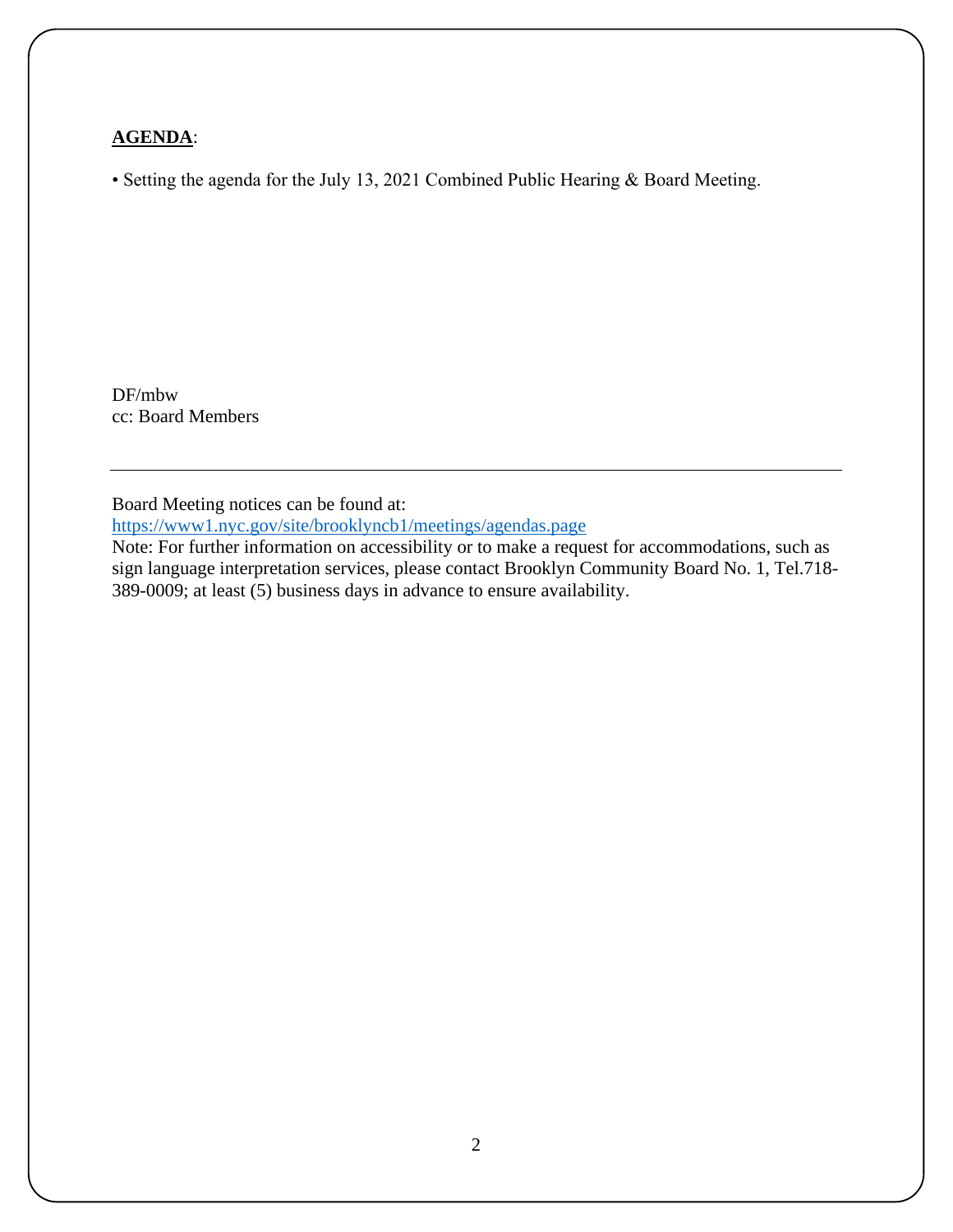**AGENDA**:

• Setting the agenda for the July 13, 2021 Combined Public Hearing & Board Meeting.

DF/mbw
cc: Board Members

---

Board Meeting notices can be found at:
https://www1.nyc.gov/site/brooklyncb1/meetings/agendas.page
Note: For further information on accessibility or to make a request for accommodations, such as sign language interpretation services, please contact Brooklyn Community Board No. 1, Tel.718-389-0009; at least (5) business days in advance to ensure availability.